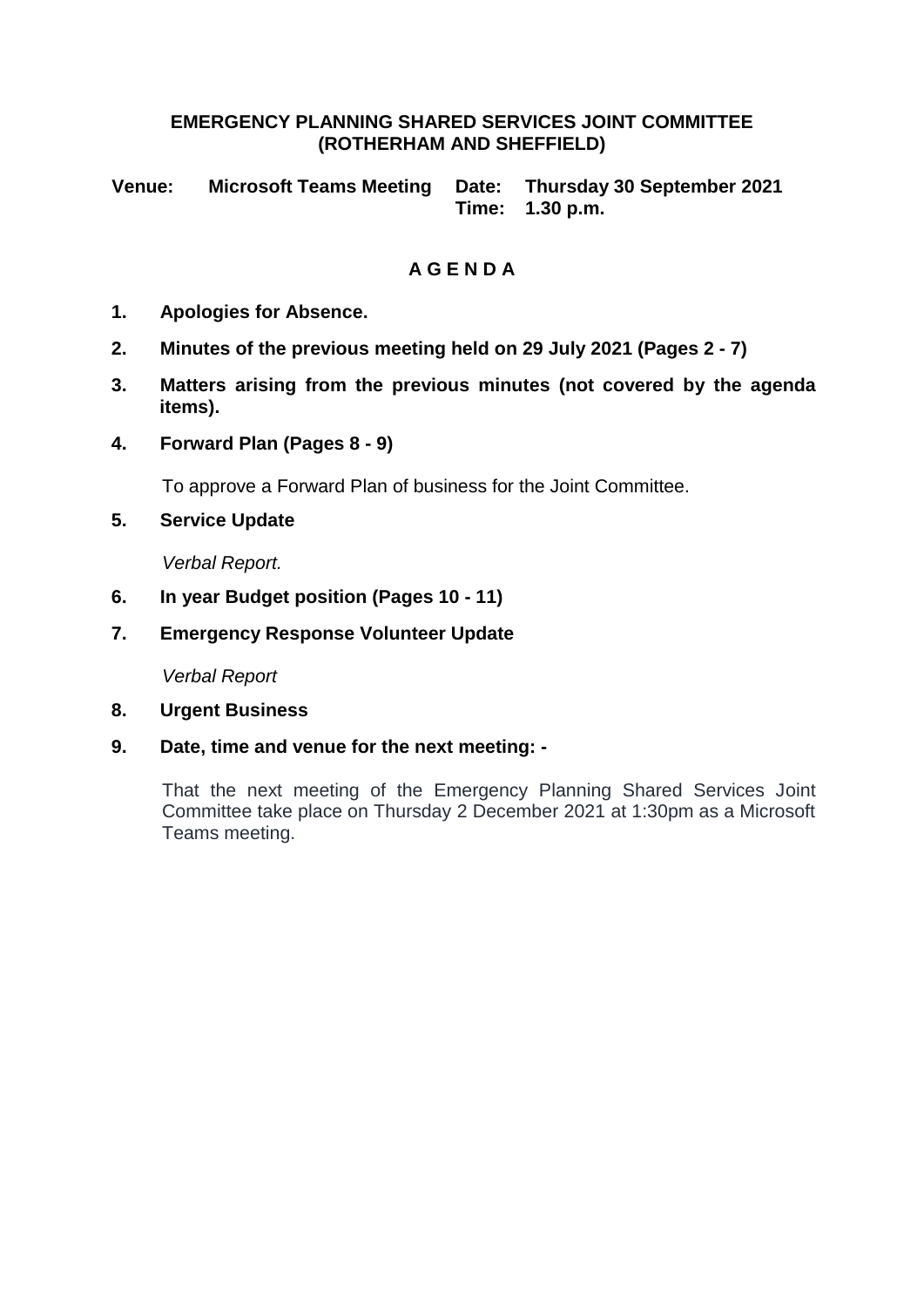# EMERGENCY PLANNING SHARED SERVICES JOINT COMMITTEE (ROTHERHAM AND SHEFFIELD)

**Venue:** **Microsoft Teams Meeting** **Date:** **Thursday 30 September 2021**
**Time:** **1.30 p.m.**

## A G E N D A

1. **Apologies for Absence.**

2. **Minutes of the previous meeting held on 29 July 2021 (Pages 2 - 7)**

3. **Matters arising from the previous minutes (not covered by the agenda items).**

4. **Forward Plan (Pages 8 - 9)**

   To approve a Forward Plan of business for the Joint Committee.

5. **Service Update**

   *Verbal Report.*

6. **In year Budget position (Pages 10 - 11)**

7. **Emergency Response Volunteer Update**

   *Verbal Report*

8. **Urgent Business**

9. **Date, time and venue for the next meeting: -**

   That the next meeting of the Emergency Planning Shared Services Joint Committee take place on Thursday 2 December 2021 at 1:30pm as a Microsoft Teams meeting.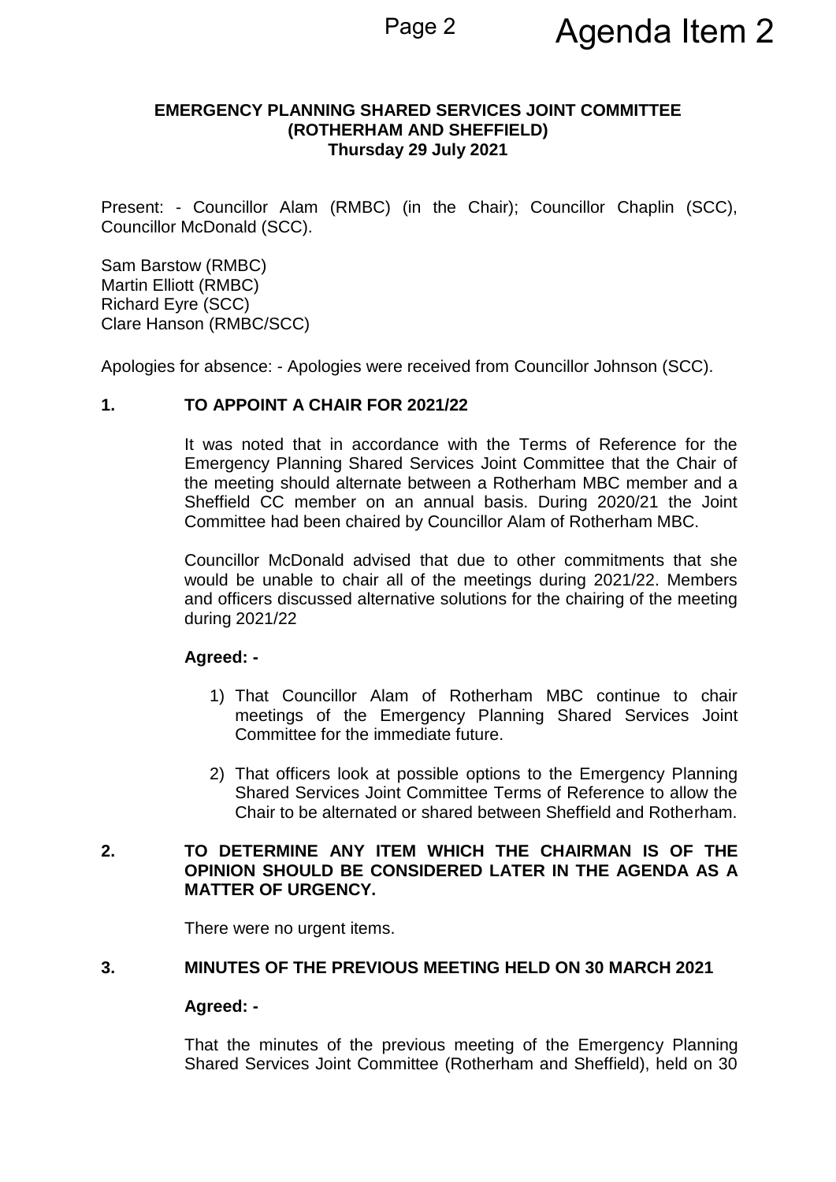**EMERGENCY PLANNING SHARED SERVICES JOINT COMMITTEE (ROTHERHAM AND SHEFFIELD)**
**Thursday 29 July 2021**

Present: - Councillor Alam (RMBC) (in the Chair); Councillor Chaplin (SCC), Councillor McDonald (SCC).

Sam Barstow (RMBC)
Martin Elliott (RMBC)
Richard Eyre (SCC)
Clare Hanson (RMBC/SCC)

Apologies for absence: - Apologies were received from Councillor Johnson (SCC).

**1. TO APPOINT A CHAIR FOR 2021/22**

It was noted that in accordance with the Terms of Reference for the Emergency Planning Shared Services Joint Committee that the Chair of the meeting should alternate between a Rotherham MBC member and a Sheffield CC member on an annual basis. During 2020/21 the Joint Committee had been chaired by Councillor Alam of Rotherham MBC.

Councillor McDonald advised that due to other commitments that she would be unable to chair all of the meetings during 2021/22. Members and officers discussed alternative solutions for the chairing of the meeting during 2021/22

**Agreed: -**

1) That Councillor Alam of Rotherham MBC continue to chair meetings of the Emergency Planning Shared Services Joint Committee for the immediate future.

2) That officers look at possible options to the Emergency Planning Shared Services Joint Committee Terms of Reference to allow the Chair to be alternated or shared between Sheffield and Rotherham.

**2. TO DETERMINE ANY ITEM WHICH THE CHAIRMAN IS OF THE OPINION SHOULD BE CONSIDERED LATER IN THE AGENDA AS A MATTER OF URGENCY.**

There were no urgent items.

**3. MINUTES OF THE PREVIOUS MEETING HELD ON 30 MARCH 2021**

**Agreed: -**

That the minutes of the previous meeting of the Emergency Planning Shared Services Joint Committee (Rotherham and Sheffield), held on 30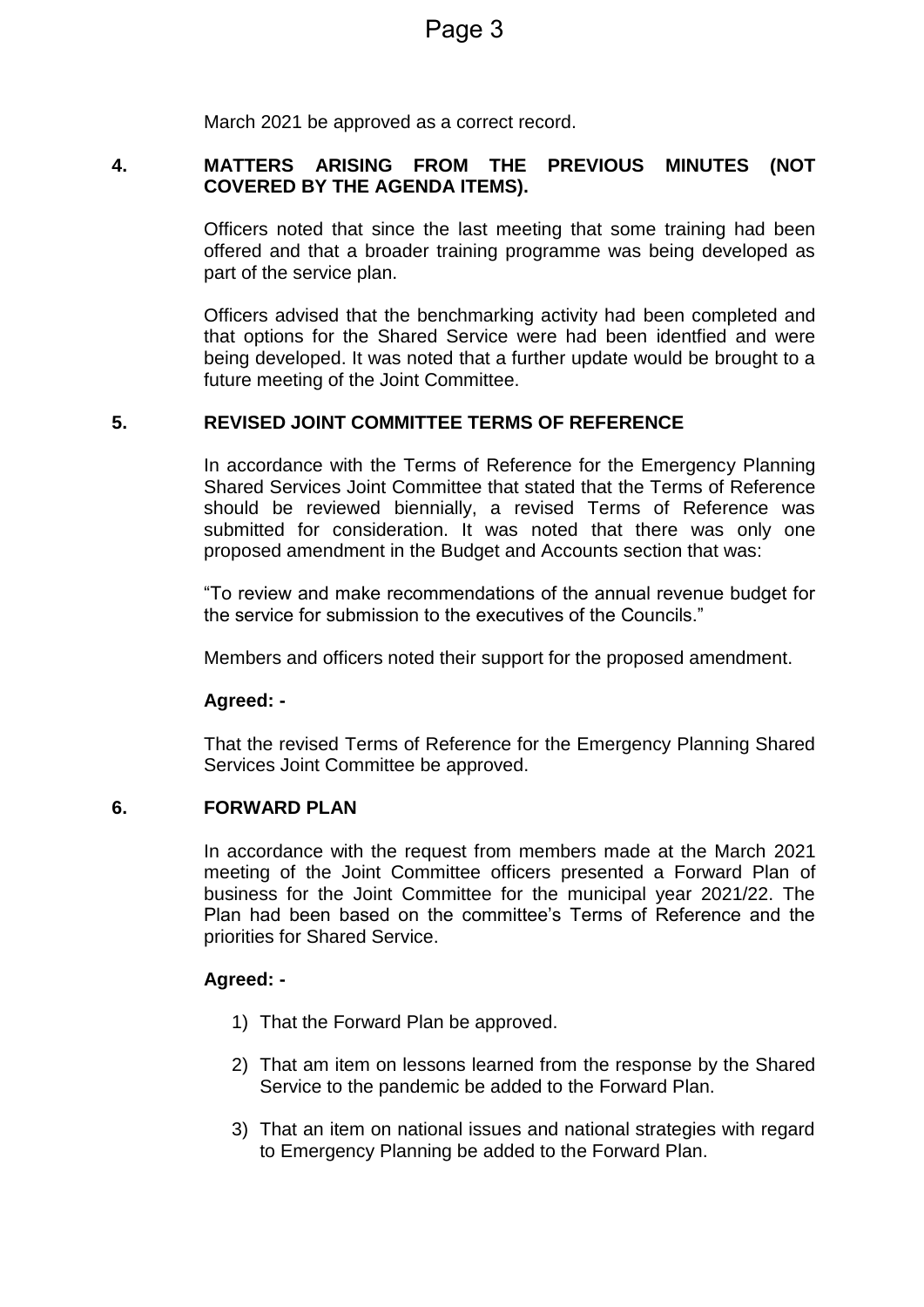March 2021 be approved as a correct record.

**4. MATTERS ARISING FROM THE PREVIOUS MINUTES (NOT COVERED BY THE AGENDA ITEMS).**

Officers noted that since the last meeting that some training had been offered and that a broader training programme was being developed as part of the service plan.

Officers advised that the benchmarking activity had been completed and that options for the Shared Service were had been identfied and were being developed. It was noted that a further update would be brought to a future meeting of the Joint Committee.

**5. REVISED JOINT COMMITTEE TERMS OF REFERENCE**

In accordance with the Terms of Reference for the Emergency Planning Shared Services Joint Committee that stated that the Terms of Reference should be reviewed biennially, a revised Terms of Reference was submitted for consideration. It was noted that there was only one proposed amendment in the Budget and Accounts section that was:

"To review and make recommendations of the annual revenue budget for the service for submission to the executives of the Councils."

Members and officers noted their support for the proposed amendment.

**Agreed: -**

That the revised Terms of Reference for the Emergency Planning Shared Services Joint Committee be approved.

**6. FORWARD PLAN**

In accordance with the request from members made at the March 2021 meeting of the Joint Committee officers presented a Forward Plan of business for the Joint Committee for the municipal year 2021/22. The Plan had been based on the committee's Terms of Reference and the priorities for Shared Service.

**Agreed: -**

1) That the Forward Plan be approved.

2) That am item on lessons learned from the response by the Shared Service to the pandemic be added to the Forward Plan.

3) That an item on national issues and national strategies with regard to Emergency Planning be added to the Forward Plan.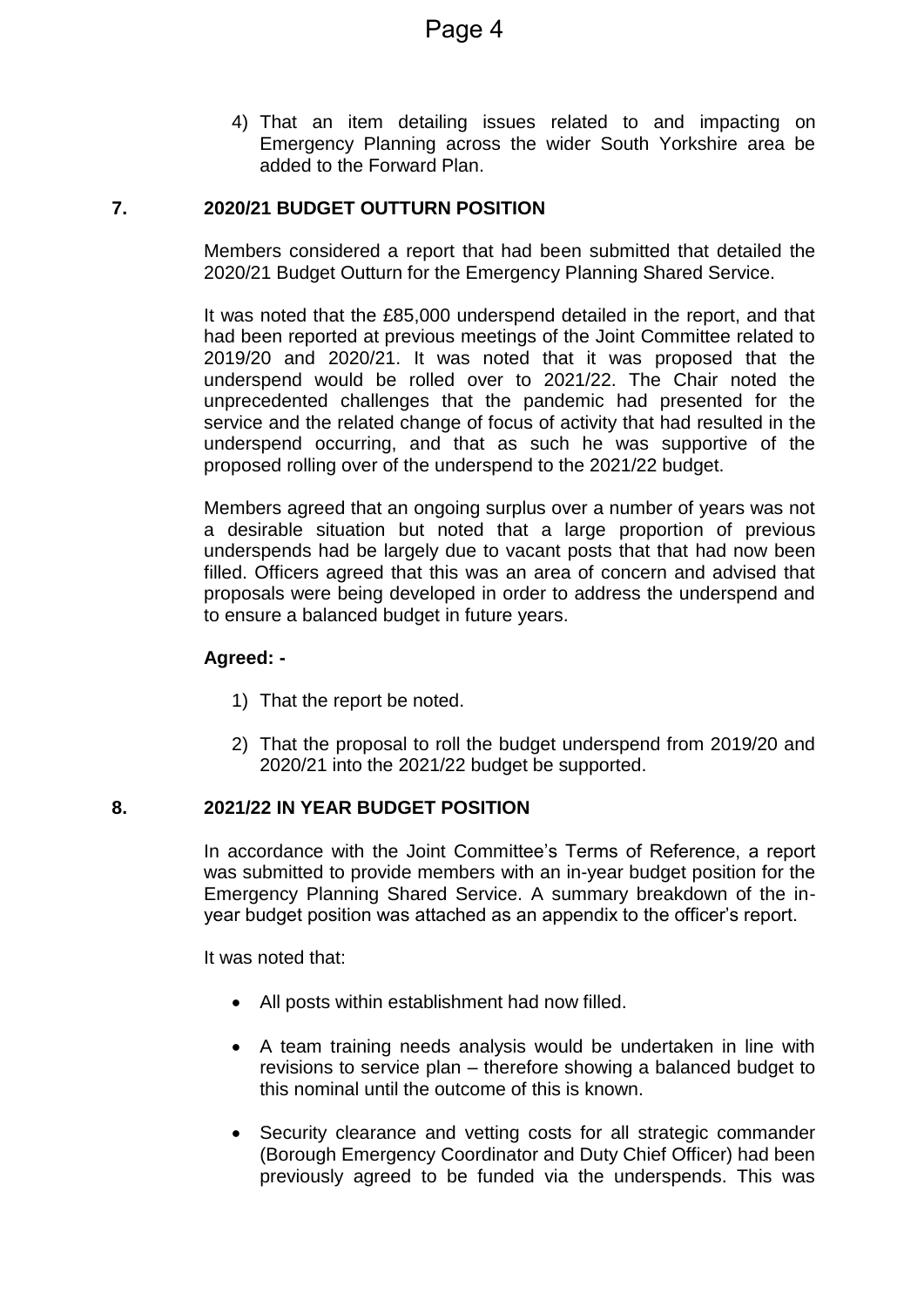4) That an item detailing issues related to and impacting on Emergency Planning across the wider South Yorkshire area be added to the Forward Plan.

## 7. 2020/21 BUDGET OUTTURN POSITION

Members considered a report that had been submitted that detailed the 2020/21 Budget Outturn for the Emergency Planning Shared Service.

It was noted that the £85,000 underspend detailed in the report, and that had been reported at previous meetings of the Joint Committee related to 2019/20 and 2020/21. It was noted that it was proposed that the underspend would be rolled over to 2021/22. The Chair noted the unprecedented challenges that the pandemic had presented for the service and the related change of focus of activity that had resulted in the underspend occurring, and that as such he was supportive of the proposed rolling over of the underspend to the 2021/22 budget.

Members agreed that an ongoing surplus over a number of years was not a desirable situation but noted that a large proportion of previous underspends had be largely due to vacant posts that that had now been filled. Officers agreed that this was an area of concern and advised that proposals were being developed in order to address the underspend and to ensure a balanced budget in future years.

**Agreed: -**

1) That the report be noted.

2) That the proposal to roll the budget underspend from 2019/20 and 2020/21 into the 2021/22 budget be supported.

## 8. 2021/22 IN YEAR BUDGET POSITION

In accordance with the Joint Committee's Terms of Reference, a report was submitted to provide members with an in-year budget position for the Emergency Planning Shared Service. A summary breakdown of the in-year budget position was attached as an appendix to the officer's report.

It was noted that:

- All posts within establishment had now filled.
- A team training needs analysis would be undertaken in line with revisions to service plan – therefore showing a balanced budget to this nominal until the outcome of this is known.
- Security clearance and vetting costs for all strategic commander (Borough Emergency Coordinator and Duty Chief Officer) had been previously agreed to be funded via the underspends. This was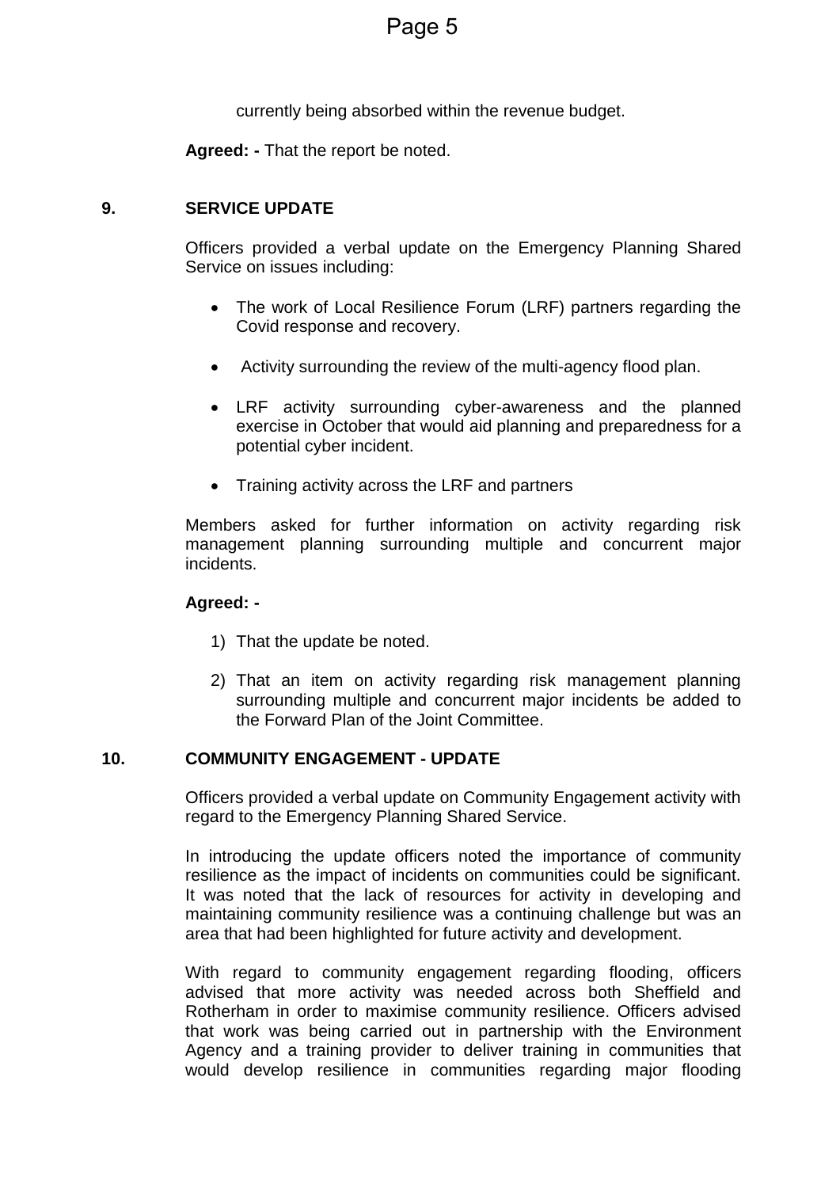currently being absorbed within the revenue budget.

**Agreed: -** That the report be noted.

## 9. SERVICE UPDATE

Officers provided a verbal update on the Emergency Planning Shared Service on issues including:

- The work of Local Resilience Forum (LRF) partners regarding the Covid response and recovery.
- Activity surrounding the review of the multi-agency flood plan.
- LRF activity surrounding cyber-awareness and the planned exercise in October that would aid planning and preparedness for a potential cyber incident.
- Training activity across the LRF and partners

Members asked for further information on activity regarding risk management planning surrounding multiple and concurrent major incidents.

**Agreed: -**

1) That the update be noted.
2) That an item on activity regarding risk management planning surrounding multiple and concurrent major incidents be added to the Forward Plan of the Joint Committee.

## 10. COMMUNITY ENGAGEMENT - UPDATE

Officers provided a verbal update on Community Engagement activity with regard to the Emergency Planning Shared Service.

In introducing the update officers noted the importance of community resilience as the impact of incidents on communities could be significant. It was noted that the lack of resources for activity in developing and maintaining community resilience was a continuing challenge but was an area that had been highlighted for future activity and development.

With regard to community engagement regarding flooding, officers advised that more activity was needed across both Sheffield and Rotherham in order to maximise community resilience. Officers advised that work was being carried out in partnership with the Environment Agency and a training provider to deliver training in communities that would develop resilience in communities regarding major flooding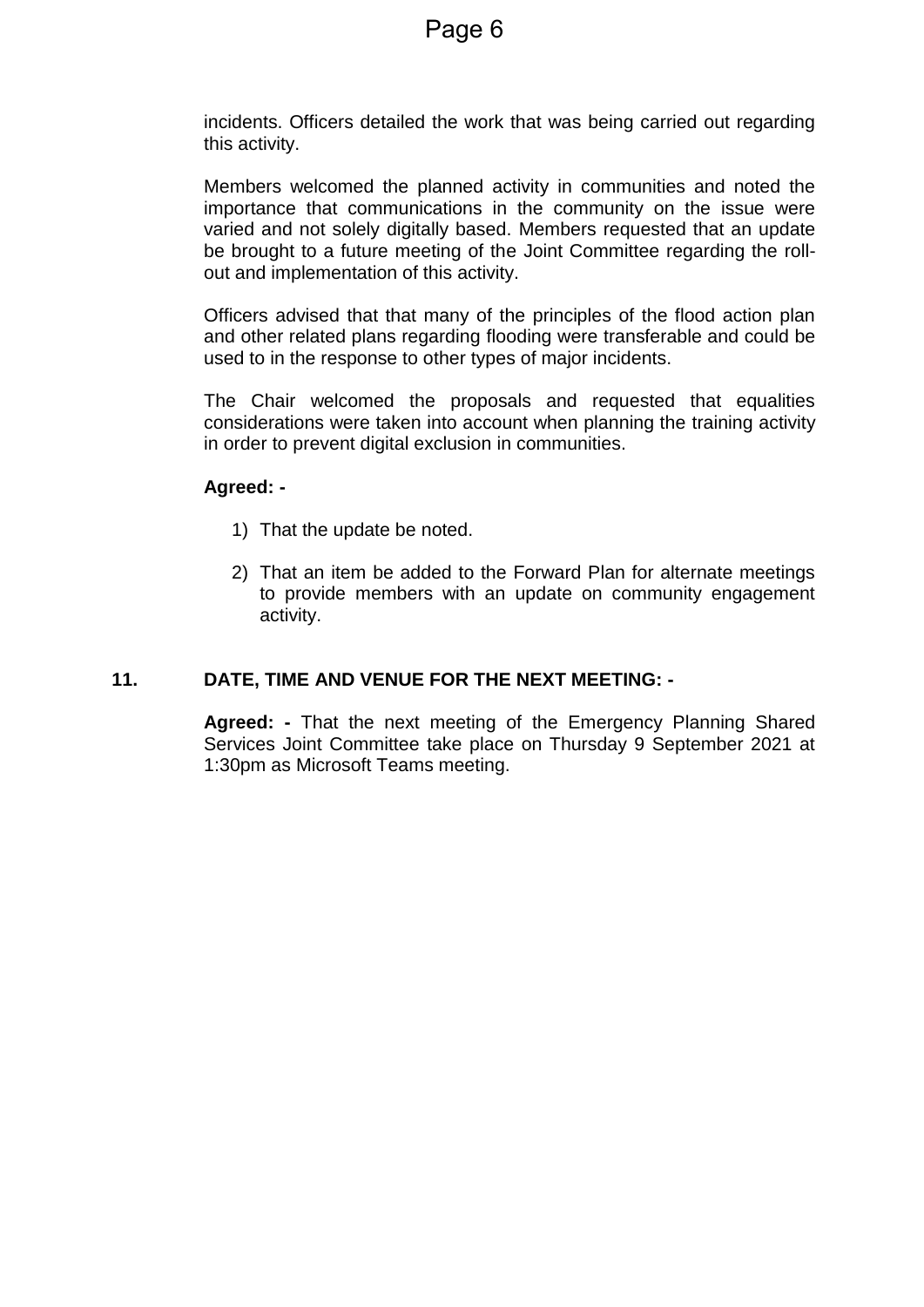incidents. Officers detailed the work that was being carried out regarding this activity.

Members welcomed the planned activity in communities and noted the importance that communications in the community on the issue were varied and not solely digitally based. Members requested that an update be brought to a future meeting of the Joint Committee regarding the roll-out and implementation of this activity.

Officers advised that that many of the principles of the flood action plan and other related plans regarding flooding were transferable and could be used to in the response to other types of major incidents.

The Chair welcomed the proposals and requested that equalities considerations were taken into account when planning the training activity in order to prevent digital exclusion in communities.

**Agreed: -**

1) That the update be noted.
2) That an item be added to the Forward Plan for alternate meetings to provide members with an update on community engagement activity.

## 11. DATE, TIME AND VENUE FOR THE NEXT MEETING: -

**Agreed: -** That the next meeting of the Emergency Planning Shared Services Joint Committee take place on Thursday 9 September 2021 at 1:30pm as Microsoft Teams meeting.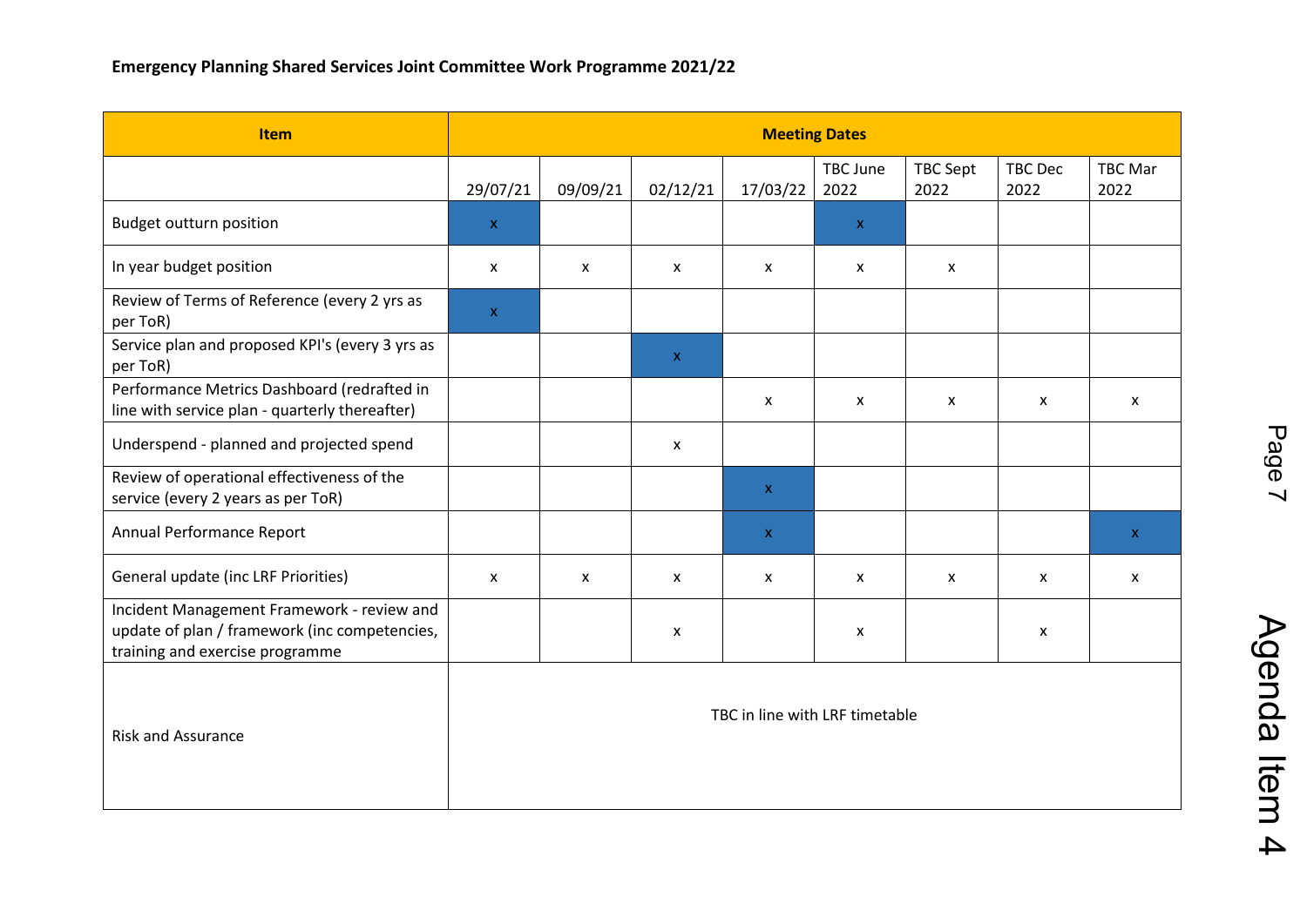**Emergency Planning Shared Services Joint Committee Work Programme 2021/22**

| Item | Meeting Dates | | | | | | | |
|---|---|---|---|---|---|---|---|---|
| | 29/07/21 | 09/09/21 | 02/12/21 | 17/03/22 | TBC June 2022 | TBC Sept 2022 | TBC Dec 2022 | TBC Mar 2022 |
| Budget outturn position | x | | | | x | | | |
| In year budget position | x | x | x | x | x | x | | |
| Review of Terms of Reference (every 2 yrs as per ToR) | x | | | | | | | |
| Service plan and proposed KPI's (every 3 yrs as per ToR) | | | x | | | | | |
| Performance Metrics Dashboard (redrafted in line with service plan - quarterly thereafter) | | | | x | x | x | x | x |
| Underspend - planned and projected spend | | | x | | | | | |
| Review of operational effectiveness of the service (every 2 years as per ToR) | | | | x | | | | |
| Annual Performance Report | | | | x | | | | x |
| General update (inc LRF Priorities) | x | x | x | x | x | x | x | x |
| Incident Management Framework - review and update of plan / framework (inc competencies, training and exercise programme | | | x | | x | | x | |
| Risk and Assurance | TBC in line with LRF timetable | | | | | | | |

Agenda Item 4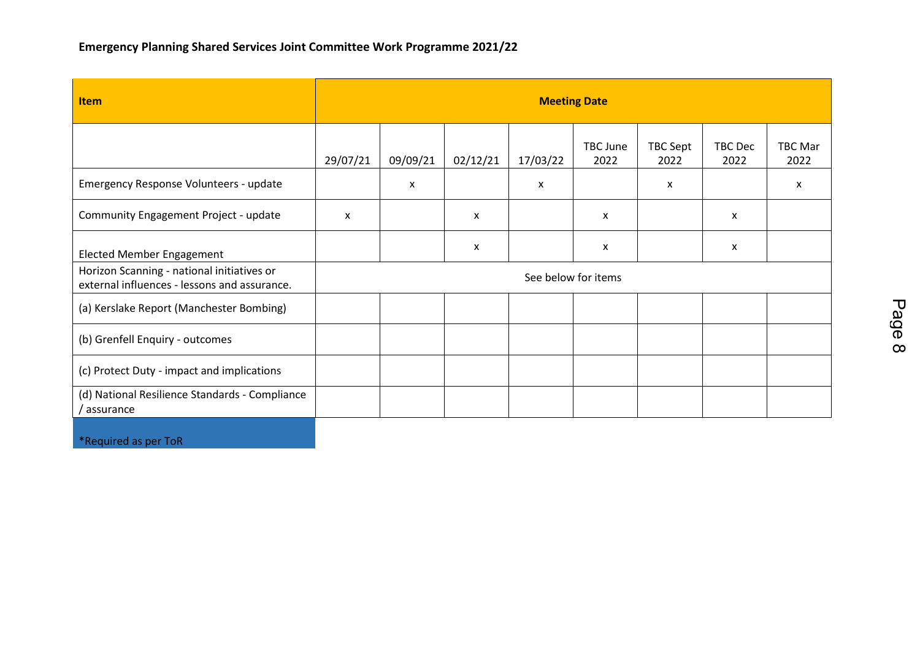**Emergency Planning Shared Services Joint Committee Work Programme 2021/22**

| Item | Meeting Date | | | | | | | |
|---|---|---|---|---|---|---|---|---|
| | 29/07/21 | 09/09/21 | 02/12/21 | 17/03/22 | TBC June 2022 | TBC Sept 2022 | TBC Dec 2022 | TBC Mar 2022 |
| Emergency Response Volunteers - update | | x | | x | | x | | x |
| Community Engagement Project - update | x | | x | | x | | x | |
| Elected Member Engagement | | | x | | x | | x | |
| Horizon Scanning - national initiatives or external influences - lessons and assurance. | See below for items | | | | | | | |
| (a) Kerslake Report (Manchester Bombing) | | | | | | | | |
| (b) Grenfell Enquiry - outcomes | | | | | | | | |
| (c) Protect Duty - impact and implications | | | | | | | | |
| (d) National Resilience Standards - Compliance / assurance | | | | | | | | |

*Required as per ToR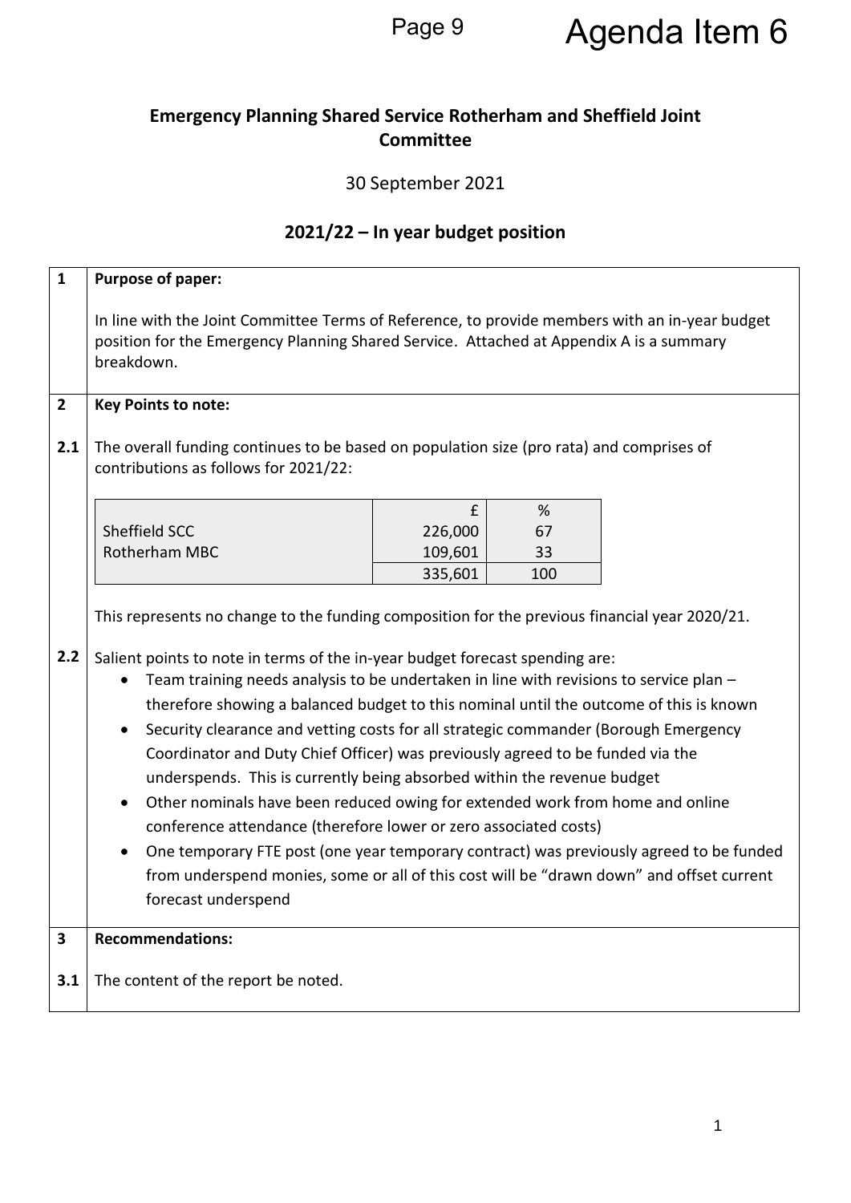# Agenda Item 6

## Emergency Planning Shared Service Rotherham and Sheffield Joint Committee

30 September 2021

## 2021/22 – In year budget position

**1 Purpose of paper:**

In line with the Joint Committee Terms of Reference, to provide members with an in-year budget position for the Emergency Planning Shared Service. Attached at Appendix A is a summary breakdown.

**2 Key Points to note:**

**2.1** The overall funding continues to be based on population size (pro rata) and comprises of contributions as follows for 2021/22:

| | £ | % |
|---|---|---|
| Sheffield SCC | 226,000 | 67 |
| Rotherham MBC | 109,601 | 33 |
| | 335,601 | 100 |

This represents no change to the funding composition for the previous financial year 2020/21.

**2.2** Salient points to note in terms of the in-year budget forecast spending are:

- Team training needs analysis to be undertaken in line with revisions to service plan – therefore showing a balanced budget to this nominal until the outcome of this is known
- Security clearance and vetting costs for all strategic commander (Borough Emergency Coordinator and Duty Chief Officer) was previously agreed to be funded via the underspends. This is currently being absorbed within the revenue budget
- Other nominals have been reduced owing for extended work from home and online conference attendance (therefore lower or zero associated costs)
- One temporary FTE post (one year temporary contract) was previously agreed to be funded from underspend monies, some or all of this cost will be "drawn down" and offset current forecast underspend

**3 Recommendations:**

**3.1** The content of the report be noted.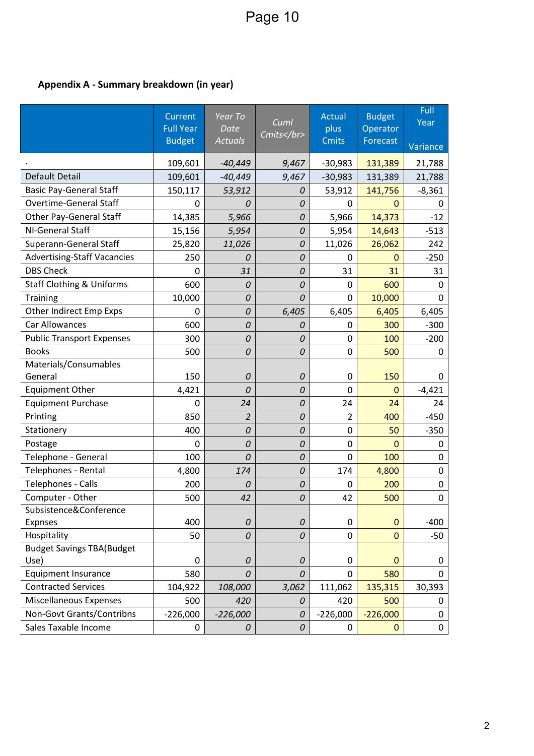**Appendix A - Summary breakdown (in year)**

| | Current Full Year Budget | *Year To Date Actuals* | *Cuml Cmits</br>* | Actual plus Cmits | Budget Operator Forecast | Full Year Variance |
|---|---|---|---|---|---|---|
| . | 109,601 | *-40,449* | *9,467* | -30,983 | 131,389 | 21,788 |
| Default Detail | 109,601 | *-40,449* | *9,467* | -30,983 | 131,389 | 21,788 |
| Basic Pay-General Staff | 150,117 | *53,912* | *0* | 53,912 | 141,756 | -8,361 |
| Overtime-General Staff | 0 | *0* | *0* | 0 | 0 | 0 |
| Other Pay-General Staff | 14,385 | *5,966* | *0* | 5,966 | 14,373 | -12 |
| NI-General Staff | 15,156 | *5,954* | *0* | 5,954 | 14,643 | -513 |
| Superann-General Staff | 25,820 | *11,026* | *0* | 11,026 | 26,062 | 242 |
| Advertising-Staff Vacancies | 250 | *0* | *0* | 0 | 0 | -250 |
| DBS Check | 0 | *31* | *0* | 31 | 31 | 31 |
| Staff Clothing & Uniforms | 600 | *0* | *0* | 0 | 600 | 0 |
| Training | 10,000 | *0* | *0* | 0 | 10,000 | 0 |
| Other Indirect Emp Exps | 0 | *0* | *6,405* | 6,405 | 6,405 | 6,405 |
| Car Allowances | 600 | *0* | *0* | 0 | 300 | -300 |
| Public Transport Expenses | 300 | *0* | *0* | 0 | 100 | -200 |
| Books | 500 | *0* | *0* | 0 | 500 | 0 |
| Materials/Consumables General | 150 | *0* | *0* | 0 | 150 | 0 |
| Equipment Other | 4,421 | *0* | *0* | 0 | 0 | -4,421 |
| Equipment Purchase | 0 | *24* | *0* | 24 | 24 | 24 |
| Printing | 850 | *2* | *0* | 2 | 400 | -450 |
| Stationery | 400 | *0* | *0* | 0 | 50 | -350 |
| Postage | 0 | *0* | *0* | 0 | 0 | 0 |
| Telephone - General | 100 | *0* | *0* | 0 | 100 | 0 |
| Telephones - Rental | 4,800 | *174* | *0* | 174 | 4,800 | 0 |
| Telephones - Calls | 200 | *0* | *0* | 0 | 200 | 0 |
| Computer - Other | 500 | *42* | *0* | 42 | 500 | 0 |
| Subsistence&Conference Expnses | 400 | *0* | *0* | 0 | 0 | -400 |
| Hospitality | 50 | *0* | *0* | 0 | 0 | -50 |
| Budget Savings TBA(Budget Use) | 0 | *0* | *0* | 0 | 0 | 0 |
| Equipment Insurance | 580 | *0* | *0* | 0 | 580 | 0 |
| Contracted Services | 104,922 | *108,000* | *3,062* | 111,062 | 135,315 | 30,393 |
| Miscellaneous Expenses | 500 | *420* | *0* | 420 | 500 | 0 |
| Non-Govt Grants/Contribns | -226,000 | *-226,000* | *0* | -226,000 | -226,000 | 0 |
| Sales Taxable Income | 0 | *0* | *0* | 0 | 0 | 0 |